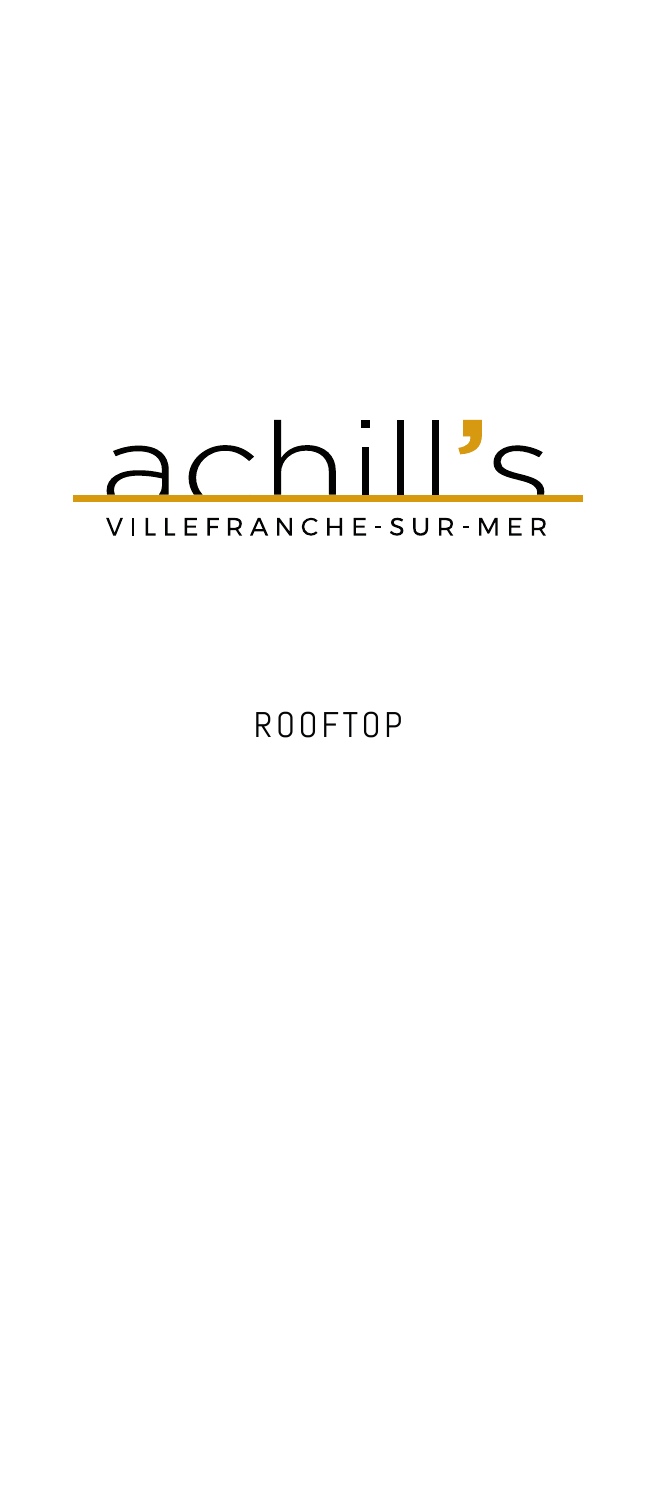# achill's

VILLEFRANCHE-SUR-MER

## ROOFTOP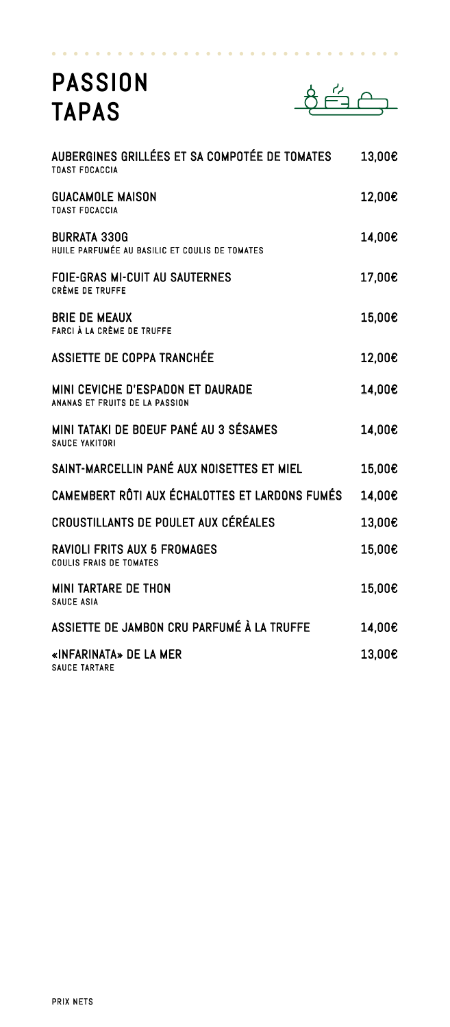# PASSION TAPAS

| | |
|---|---|
| **AUBERGINES GRILLÉES ET SA COMPOTÉE DE TOMATES**<br>TOAST FOCACCIA | 13,00€ |
| **GUACAMOLE MAISON**<br>TOAST FOCACCIA | 12,00€ |
| **BURRATA 330G**<br>HUILE PARFUMÉE AU BASILIC ET COULIS DE TOMATES | 14,00€ |
| **FOIE-GRAS MI-CUIT AU SAUTERNES**<br>CRÈME DE TRUFFE | 17,00€ |
| **BRIE DE MEAUX**<br>FARCI À LA CRÈME DE TRUFFE | 15,00€ |
| **ASSIETTE DE COPPA TRANCHÉE** | 12,00€ |
| **MINI CEVICHE D'ESPADON ET DAURADE**<br>ANANAS ET FRUITS DE LA PASSION | 14,00€ |
| **MINI TATAKI DE BOEUF PANÉ AU 3 SÉSAMES**<br>SAUCE YAKITORI | 14,00€ |
| **SAINT-MARCELLIN PANÉ AUX NOISETTES ET MIEL** | 15,00€ |
| **CAMEMBERT RÔTI AUX ÉCHALOTTES ET LARDONS FUMÉS** | 14,00€ |
| **CROUSTILLANTS DE POULET AUX CÉRÉALES** | 13,00€ |
| **RAVIOLI FRITS AUX 5 FROMAGES**<br>COULIS FRAIS DE TOMATES | 15,00€ |
| **MINI TARTARE DE THON**<br>SAUCE ASIA | 15,00€ |
| **ASSIETTE DE JAMBON CRU PARFUMÉ À LA TRUFFE** | 14,00€ |
| **«INFARINATA» DE LA MER**<br>SAUCE TARTARE | 13,00€ |

PRIX NETS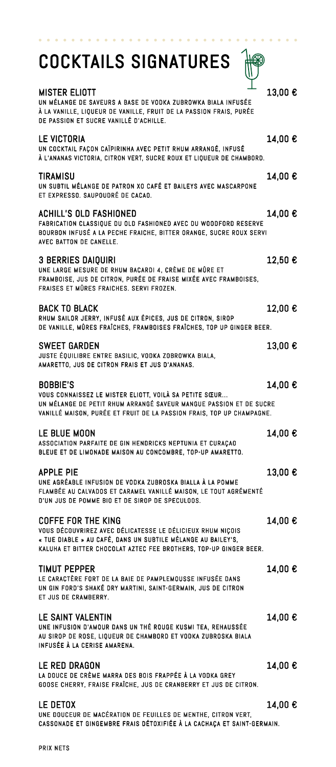# COCKTAILS SIGNATURES

### MISTER ELIOTT — 13,00 €
UN MÉLANGE DE SAVEURS A BASE DE VODKA ZUBROWKA BIALA INFUSÉE À LA VANILLE, LIQUEUR DE VANILLE, FRUIT DE LA PASSION FRAIS, PURÉE DE PASSION ET SUCRE VANILLÉ D'ACHILLE.

### LE VICTORIA — 14,00 €
UN COCKTAIL FAÇON CAÏPIRINHA AVEC PETIT RHUM ARRANGÉ, INFUSÉ À L'ANANAS VICTORIA, CITRON VERT, SUCRE ROUX ET LIQUEUR DE CHAMBORD.

### TIRAMISU — 14,00 €
UN SUBTIL MÉLANGE DE PATRON XO CAFÉ ET BAILEYS AVEC MASCARPONE ET EXPRESSO. SAUPOUDRÉ DE CACAO.

### ACHILL'S OLD FASHIONED — 14,00 €
FABRICATION CLASSIQUE DU OLD FASHIONED AVEC DU WOODFORD RESERVE BOURBON INFUSÉ A LA PECHE FRAICHE, BITTER ORANGE, SUCRE ROUX SERVI AVEC BATTON DE CANELLE.

### 3 BERRIES DAIQUIRI — 12,50 €
UNE LARGE MESURE DE RHUM BACARDI 4, CRÈME DE MÛRE ET FRAMBOISE, JUS DE CITRON, PURÉE DE FRAISE MIXÉE AVEC FRAMBOISES, FRAISES ET MÛRES FRAICHES. SERVI FROZEN.

### BACK TO BLACK — 12,00 €
RHUM SAILOR JERRY, INFUSÉ AUX ÉPICES, JUS DE CITRON, SIROP DE VANILLE, MÛRES FRAÎCHES, FRAMBOISES FRAÎCHES, TOP UP GINGER BEER.

### SWEET GARDEN — 13,00 €
JUSTE ÉQUILIBRE ENTRE BASILIC, VODKA ZOBROWKA BIALA, AMARETTO, JUS DE CITRON FRAIS ET JUS D'ANANAS.

### BOBBIE'S — 14,00 €
VOUS CONNAISSEZ LE MISTER ELIOTT, VOILÀ SA PETITE SŒUR... UN MÉLANGE DE PETIT RHUM ARRANGÉ SAVEUR MANGUE PASSION ET DE SUCRE VANILLÉ MAISON, PURÉE ET FRUIT DE LA PASSION FRAIS, TOP UP CHAMPAGNE.

### LE BLUE MOON — 14,00 €
ASSOCIATION PARFAITE DE GIN HENDRICKS NEPTUNIA ET CURAÇAO BLEUE ET DE LIMONADE MAISON AU CONCOMBRE, TOP-UP AMARETTO.

### APPLE PIE — 13,00 €
UNE AGRÉABLE INFUSION DE VODKA ZUBROSKA BIALLA À LA POMME FLAMBÉE AU CALVADOS ET CARAMEL VANILLÉ MAISON, LE TOUT AGRÉMENTÉ D'UN JUS DE POMME BIO ET DE SIROP DE SPECULOOS.

### COFFE FOR THE KING — 14,00 €
VOUS DÉCOUVRIREZ AVEC DÉLICATESSE LE DÉLICIEUX RHUM NIÇOIS « TUE DIABLE » AU CAFÉ, DANS UN SUBTILE MÉLANGE AU BAILEY'S, KALUHA ET BITTER CHOCOLAT AZTEC FEE BROTHERS, TOP-UP GINGER BEER.

### TIMUT PEPPER — 14,00 €
LE CARACTÈRE FORT DE LA BAIE DE PAMPLEMOUSSE INFUSÉE DANS UN GIN FORD'S SHAKÉ DRY MARTINI, SAINT-GERMAIN, JUS DE CITRON ET JUS DE CRANBERRY.

### LE SAINT VALENTIN — 14,00 €
UNE INFUSION D'AMOUR DANS UN THÉ ROUGE KUSMI TEA, REHAUSSÉE AU SIROP DE ROSE, LIQUEUR DE CHAMBORD ET VODKA ZUBROSKA BIALA INFUSÉE À LA CERISE AMARENA.

### LE RED DRAGON — 14,00 €
LA DOUCE DE CRÈME MARRA DES BOIS FRAPPÉE À LA VODKA GREY GOOSE CHERRY, FRAISE FRAÎCHE, JUS DE CRANBERRY ET JUS DE CITRON.

### LE DETOX — 14,00 €
UNE DOUCEUR DE MACÉRATION DE FEUILLES DE MENTHE, CITRON VERT, CASSONADE ET GINGEMBRE FRAIS DÉTOXIFIÉE À LA CACHAÇA ET SAINT-GERMAIN.

PRIX NETS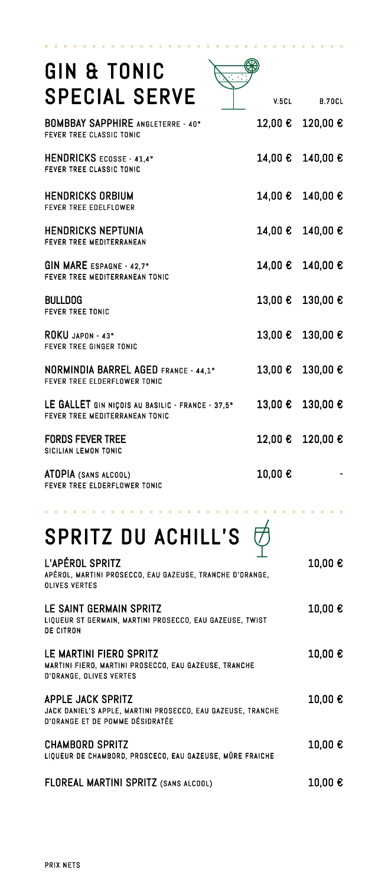# GIN & TONIC SPECIAL SERVE

| | V.5CL | B.70CL |
|---|---|---|
| **BOMBBAY SAPPHIRE** ANGLETERRE - 40°<br>FEVER TREE CLASSIC TONIC | 12,00 € | 120,00 € |
| **HENDRICKS** ECOSSE - 41,4°<br>FEVER TREE CLASSIC TONIC | 14,00 € | 140,00 € |
| **HENDRICKS ORBIUM**<br>FEVER TREE EDELFLOWER | 14,00 € | 140,00 € |
| **HENDRICKS NEPTUNIA**<br>FEVER TREE MEDITERRANEAN | 14,00 € | 140,00 € |
| **GIN MARE** ESPAGNE - 42,7°<br>FEVER TREE MEDITERRANEAN TONIC | 14,00 € | 140,00 € |
| **BULLDOG**<br>FEVER TREE TONIC | 13,00 € | 130,00 € |
| **ROKU** JAPON - 43°<br>FEVER TREE GINGER TONIC | 13,00 € | 130,00 € |
| **NORMINDIA BARREL AGED** FRANCE - 44,1°<br>FEVER TREE ELDERFLOWER TONIC | 13,00 € | 130,00 € |
| **LE GALLET** GIN NIÇOIS AU BASILIC - FRANCE - 37,5°<br>FEVER TREE MEDITERRANEAN TONIC | 13,00 € | 130,00 € |
| **FORDS FEVER TREE**<br>SICILIAN LEMON TONIC | 12,00 € | 120,00 € |
| **ATOPIA** (SANS ALCOOL)<br>FEVER TREE ELDERFLOWER TONIC | 10,00 € | - |

# SPRITZ DU ACHILL'S

| | |
|---|---|
| **L'APÉROL SPRITZ**<br>APÉROL, MARTINI PROSECCO, EAU GAZEUSE, TRANCHE D'ORANGE, OLIVES VERTES | 10,00 € |
| **LE SAINT GERMAIN SPRITZ**<br>LIQUEUR ST GERMAIN, MARTINI PROSECCO, EAU GAZEUSE, TWIST DE CITRON | 10,00 € |
| **LE MARTINI FIERO SPRITZ**<br>MARTINI FIERO, MARTINI PROSECCO, EAU GAZEUSE, TRANCHE D'ORANGE, OLIVES VERTES | 10,00 € |
| **APPLE JACK SPRITZ**<br>JACK DANIEL'S APPLE, MARTINI PROSECCO, EAU GAZEUSE, TRANCHE D'ORANGE ET DE POMME DÉSIDRATÉE | 10,00 € |
| **CHAMBORD SPRITZ**<br>LIQUEUR DE CHAMBORD, PROSCECO, EAU GAZEUSE, MÛRE FRAICHE | 10,00 € |
| **FLOREAL MARTINI SPRITZ** (SANS ALCOOL) | 10,00 € |

PRIX NETS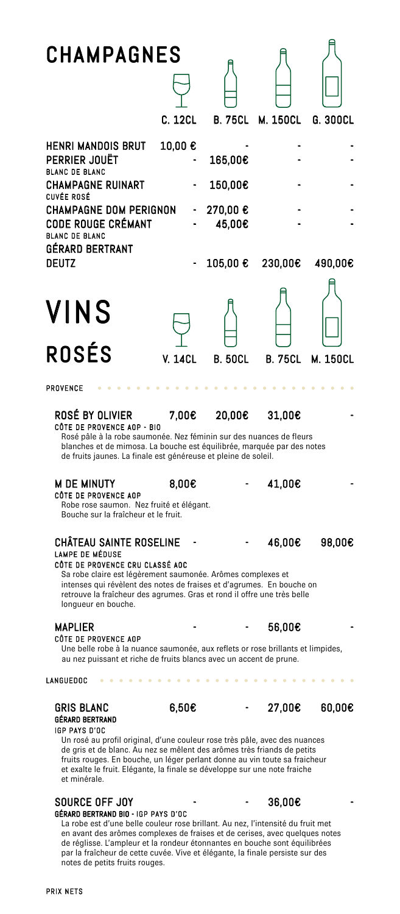# CHAMPAGNES

| | C. 12CL | B. 75CL | M. 150CL | G. 300CL |
|---|---|---|---|---|
| **HENRI MANDOIS BRUT** | 10,00 € | - | - | - |
| **PERRIER JOUËT** BLANC DE BLANC | - | 165,00€ | - | - |
| **CHAMPAGNE RUINART** CUVÉE ROSÉ | - | 150,00€ | - | - |
| **CHAMPAGNE DOM PERIGNON** | - | 270,00 € | - | - |
| **CODE ROUGE CRÉMANT** BLANC DE BLANC GÉRARD BERTRANT | - | 45,00€ | - | - |
| **DEUTZ** | - | 105,00 € | 230,00€ | 490,00€ |

# VINS ROSÉS

| | V. 14CL | B. 50CL | B. 75CL | M. 150CL |
|---|---|---|---|---|
| **PROVENCE** | | | | |
| **ROSÉ BY OLIVIER** | 7,00€ | 20,00€ | 31,00€ | - |
| **M DE MINUTY** | 8,00€ | - | 41,00€ | - |
| **CHÂTEAU SAINTE ROSELINE** | - | - | 46,00€ | 98,00€ |
| **MAPLIER** | - | - | 56,00€ | - |
| **LANGUEDOC** | | | | |
| **GRIS BLANC** | 6,50€ | - | 27,00€ | 60,00€ |
| **SOURCE OFF JOY** | - | - | 36,00€ | - |

## PROVENCE

**ROSÉ BY OLIVIER** — 7,00€ / 20,00€ / 31,00€ / -

CÔTE DE PROVENCE AOP - BIO

Rosé pâle à la robe saumonée. Nez féminin sur des nuances de fleurs blanches et de mimosa. La bouche est équilibrée, marquée par des notes de fruits jaunes. La finale est généreuse et pleine de soleil.

**M DE MINUTY** — 8,00€ / - / 41,00€ / -

CÔTE DE PROVENCE AOP

Robe rose saumon. Nez fruité et élégant. Bouche sur la fraîcheur et le fruit.

**CHÂTEAU SAINTE ROSELINE** — - / - / 46,00€ / 98,00€

LAMPE DE MÉDUSE

CÔTE DE PROVENCE CRU CLASSÉ AOC

Sa robe claire est légèrement saumonée. Arômes complexes et intenses qui révèlent des notes de fraises et d'agrumes. En bouche on retrouve la fraîcheur des agrumes. Gras et rond il offre une très belle longueur en bouche.

**MAPLIER** — - / - / 56,00€ / -

CÔTE DE PROVENCE AOP

Une belle robe à la nuance saumonée, aux reflets or rose brillants et limpides, au nez puissant et riche de fruits blancs avec un accent de prune.

## LANGUEDOC

**GRIS BLANC** — 6,50€ / - / 27,00€ / 60,00€

GÉRARD BERTRAND

IGP PAYS D'OC

Un rosé au profil original, d'une couleur rose très pâle, avec des nuances de gris et de blanc. Au nez se mêlent des arômes très friands de petits fruits rouges. En bouche, un léger perlant donne au vin toute sa fraicheur et exalte le fruit. Elégante, la finale se développe sur une note fraiche et minérale.

**SOURCE OFF JOY** — - / - / 36,00€ / -

GÉRARD BERTRAND BIO - IGP PAYS D'OC

La robe est d'une belle couleur rose brillant. Au nez, l'intensité du fruit met en avant des arômes complexes de fraises et de cerises, avec quelques notes de réglisse. L'ampleur et la rondeur étonnantes en bouche sont équilibrées par la fraîcheur de cette cuvée. Vive et élégante, la finale persiste sur des notes de petits fruits rouges.

PRIX NETS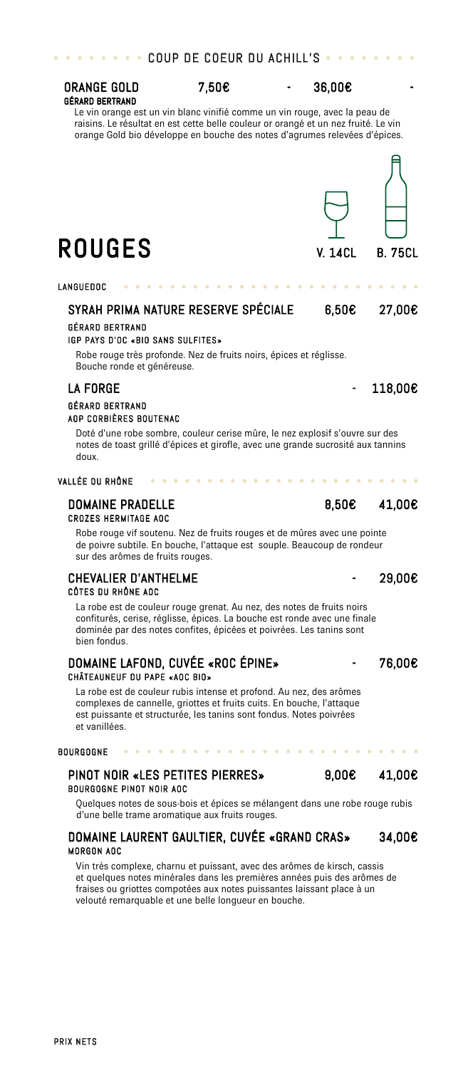COUP DE COEUR DU ACHILL'S

**ORANGE GOLD** 7,50€ - 36,00€ -
**GÉRARD BERTRAND**

Le vin orange est un vin blanc vinifié comme un vin rouge, avec la peau de raisins. Le résultat en est cette belle couleur or orangé et un nez fruité. Le vin orange Gold bio développe en bouche des notes d'agrumes relevées d'épices.

# ROUGES

V. 14CL — B. 75CL

## LANGUEDOC

### SYRAH PRIMA NATURE RESERVE SPÉCIALE — 6,50€ — 27,00€

GÉRARD BERTRAND
IGP PAYS D'OC «BIO SANS SULFITES»

Robe rouge très profonde. Nez de fruits noirs, épices et réglisse. Bouche ronde et généreuse.

### LA FORGE — - — 118,00€

GÉRARD BERTRAND
AOP CORBIÈRES BOUTENAC

Doté d'une robe sombre, couleur cerise mûre, le nez explosif s'ouvre sur des notes de toast grillé d'épices et girofle, avec une grande sucrosité aux tannins doux.

## VALLÉE DU RHÔNE

### DOMAINE PRADELLE — 8,50€ — 41,00€

CROZES HERMITAGE AOC

Robe rouge vif soutenu. Nez de fruits rouges et de mûres avec une pointe de poivre subtile. En bouche, l'attaque est souple. Beaucoup de rondeur sur des arômes de fruits rouges.

### CHEVALIER D'ANTHELME — - — 29,00€

CÔTES DU RHÔNE AOC

La robe est de couleur rouge grenat. Au nez, des notes de fruits noirs confiturés, cerise, réglisse, épices. La bouche est ronde avec une finale dominée par des notes confites, épicées et poivrées. Les tanins sont bien fondus.

### DOMAINE LAFOND, CUVÉE «ROC ÉPINE» — - — 76,00€

CHÂTEAUNEUF DU PAPE «AOC BIO»

La robe est de couleur rubis intense et profond. Au nez, des arômes complexes de cannelle, griottes et fruits cuits. En bouche, l'attaque est puissante et structurée, les tanins sont fondus. Notes poivrées et vanillées.

## BOURGOGNE

### PINOT NOIR «LES PETITES PIERRES» — 9,00€ — 41,00€

BOURGOGNE PINOT NOIR AOC

Quelques notes de sous-bois et épices se mélangent dans une robe rouge rubis d'une belle trame aromatique aux fruits rouges.

### DOMAINE LAURENT GAULTIER, CUVÉE «GRAND CRAS» — 34,00€

MORGON AOC

Vin très complexe, charnu et puissant, avec des arômes de kirsch, cassis et quelques notes minérales dans les premières années puis des arômes de fraises ou griottes compotées aux notes puissantes laissant place à un velouté remarquable et une belle longueur en bouche.

PRIX NETS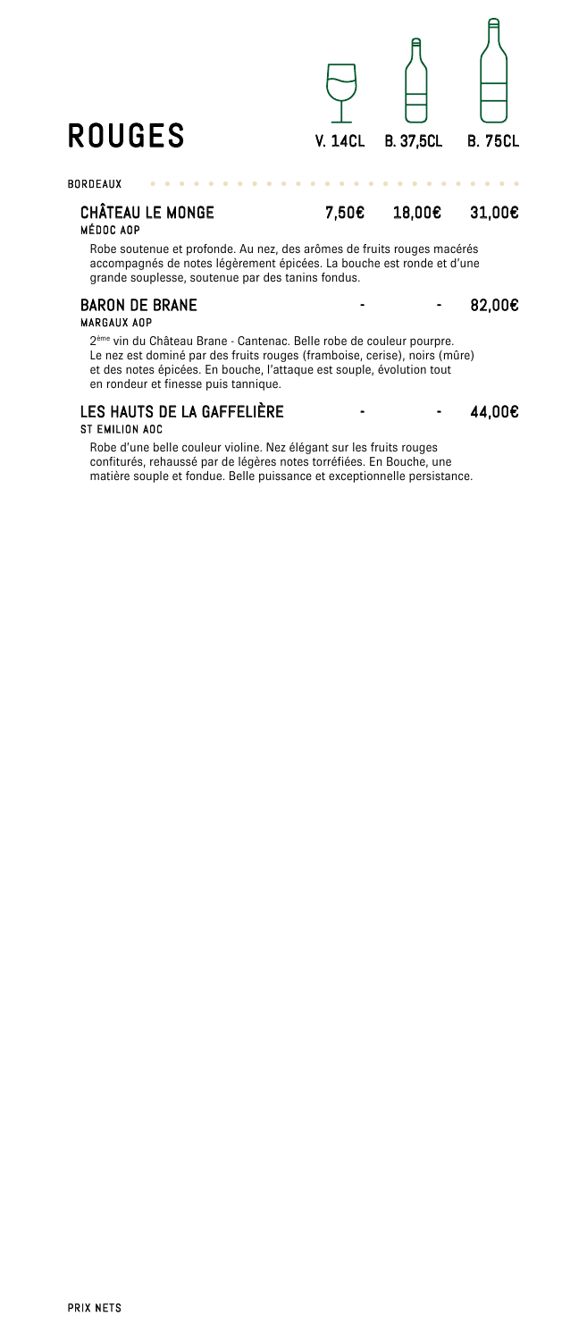# ROUGES

| | V. 14CL | B. 37,5CL | B. 75CL |
|---|---|---|---|

## BORDEAUX

### CHÂTEAU LE MONGE — 7,50€ | 18,00€ | 31,00€

**MÉDOC AOP**

Robe soutenue et profonde. Au nez, des arômes de fruits rouges macérés accompagnés de notes légèrement épicées. La bouche est ronde et d'une grande souplesse, soutenue par des tanins fondus.

### BARON DE BRANE — - | - | 82,00€

**MARGAUX AOP**

2ème vin du Château Brane - Cantenac. Belle robe de couleur pourpre. Le nez est dominé par des fruits rouges (framboise, cerise), noirs (mûre) et des notes épicées. En bouche, l'attaque est souple, évolution tout en rondeur et finesse puis tannique.

### LES HAUTS DE LA GAFFELIÈRE — - | - | 44,00€

**ST EMILION AOC**

Robe d'une belle couleur violine. Nez élégant sur les fruits rouges confiturés, rehaussé par de légères notes torréfiées. En Bouche, une matière souple et fondue. Belle puissance et exceptionnelle persistance.

PRIX NETS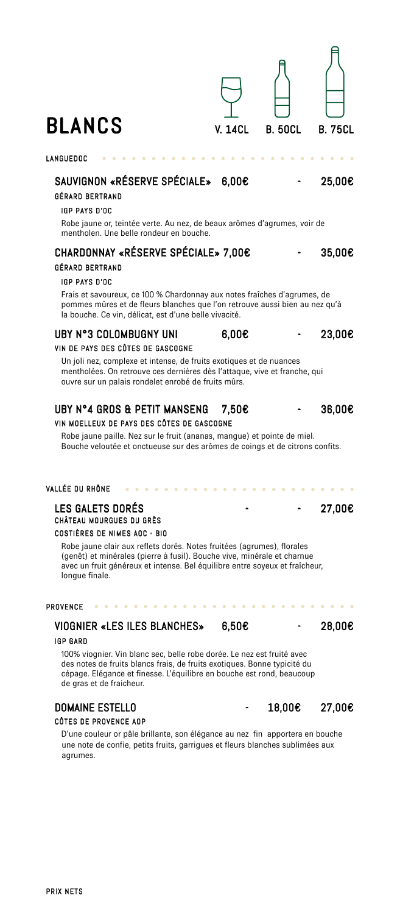# BLANCS

| | V. 14CL | B. 50CL | B. 75CL |
|---|---|---|---|

## LANGUEDOC

### SAUVIGNON «RÉSERVE SPÉCIALE» — 6,00€ — - — 25,00€

**GÉRARD BERTRAND**

IGP PAYS D'OC

Robe jaune or, teintée verte. Au nez, de beaux arômes d'agrumes, voir de mentholen. Une belle rondeur en bouche.

### CHARDONNAY «RÉSERVE SPÉCIALE» — 7,00€ — - — 35,00€

**GÉRARD BERTRAND**

IGP PAYS D'OC

Frais et savoureux, ce 100 % Chardonnay aux notes fraîches d'agrumes, de pommes mûres et de fleurs blanches que l'on retrouve aussi bien au nez qu'à la bouche. Ce vin, délicat, est d'une belle vivacité.

### UBY N°3 COLOMBUGNY UNI — 6,00€ — - — 23,00€

VIN DE PAYS DES CÔTES DE GASCOGNE

Un joli nez, complexe et intense, de fruits exotiques et de nuances mentholées. On retrouve ces dernières dès l'attaque, vive et franche, qui ouvre sur un palais rondelet enrobé de fruits mûrs.

### UBY N°4 GROS & PETIT MANSENG — 7,50€ — - — 36,00€

VIN MOELLEUX DE PAYS DES CÔTES DE GASCOGNE

Robe jaune paille. Nez sur le fruit (ananas, mangue) et pointe de miel. Bouche veloutée et onctueuse sur des arômes de coings et de citrons confits.

## VALLÉE DU RHÔNE

### LES GALETS DORÉS — - — - — 27,00€

**CHÂTEAU MOURGUES DU GRÈS**

COSTIÈRES DE NIMES AOC - BIO

Robe jaune clair aux reflets dorés. Notes fruitées (agrumes), florales (genêt) et minérales (pierre à fusil). Bouche vive, minérale et charnue avec un fruit généreux et intense. Bel équilibre entre soyeux et fraîcheur, longue finale.

## PROVENCE

### VIOGNIER «LES ILES BLANCHES» — 6,50€ — - — 28,00€

IGP GARD

100% viognier. Vin blanc sec, belle robe dorée. Le nez est fruité avec des notes de fruits blancs frais, de fruits exotiques. Bonne typicité du cépage. Elégance et finesse. L'équilibre en bouche est rond, beaucoup de gras et de fraicheur.

### DOMAINE ESTELLO — - — 18,00€ — 27,00€

CÔTES DE PROVENCE AOP

D'une couleur or pâle brillante, son élégance au nez fin apportera en bouche une note de confie, petits fruits, garrigues et fleurs blanches sublimées aux agrumes.

PRIX NETS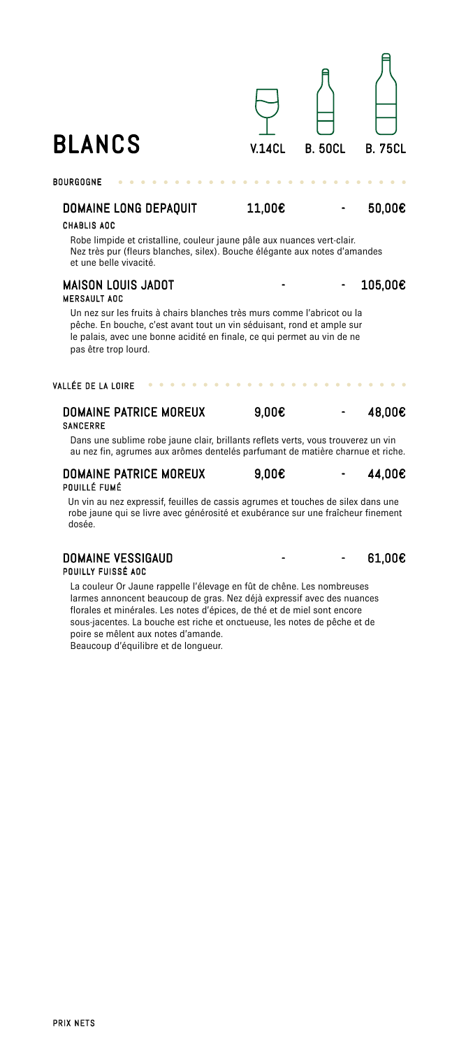# BLANCS

| | V.14CL | B. 50CL | B. 75CL |
|---|---|---|---|

## BOURGOGNE

| | V.14CL | B. 50CL | B. 75CL |
|---|---|---|---|
| **DOMAINE LONG DEPAQUIT** | 11,00€ | - | 50,00€ |

CHABLIS AOC

Robe limpide et cristalline, couleur jaune pâle aux nuances vert-clair. Nez très pur (fleurs blanches, silex). Bouche élégante aux notes d'amandes et une belle vivacité.

| | V.14CL | B. 50CL | B. 75CL |
|---|---|---|---|
| **MAISON LOUIS JADOT** | - | - | 105,00€ |

MERSAULT AOC

Un nez sur les fruits à chairs blanches très murs comme l'abricot ou la pêche. En bouche, c'est avant tout un vin séduisant, rond et ample sur le palais, avec une bonne acidité en finale, ce qui permet au vin de ne pas être trop lourd.

## VALLÉE DE LA LOIRE

| | V.14CL | B. 50CL | B. 75CL |
|---|---|---|---|
| **DOMAINE PATRICE MOREUX** | 9,00€ | - | 48,00€ |

SANCERRE

Dans une sublime robe jaune clair, brillants reflets verts, vous trouverez un vin au nez fin, agrumes aux arômes dentelés parfumant de matière charnue et riche.

| | V.14CL | B. 50CL | B. 75CL |
|---|---|---|---|
| **DOMAINE PATRICE MOREUX** | 9,00€ | - | 44,00€ |

POUILLÉ FUMÉ

Un vin au nez expressif, feuilles de cassis agrumes et touches de silex dans une robe jaune qui se livre avec générosité et exubérance sur une fraîcheur finement dosée.

| | V.14CL | B. 50CL | B. 75CL |
|---|---|---|---|
| **DOMAINE VESSIGAUD** | - | - | 61,00€ |

POUILLY FUISSÉ AOC

La couleur Or Jaune rappelle l'élevage en fût de chêne. Les nombreuses larmes annoncent beaucoup de gras. Nez déjà expressif avec des nuances florales et minérales. Les notes d'épices, de thé et de miel sont encore sous-jacentes. La bouche est riche et onctueuse, les notes de pêche et de poire se mêlent aux notes d'amande.
Beaucoup d'équilibre et de longueur.

PRIX NETS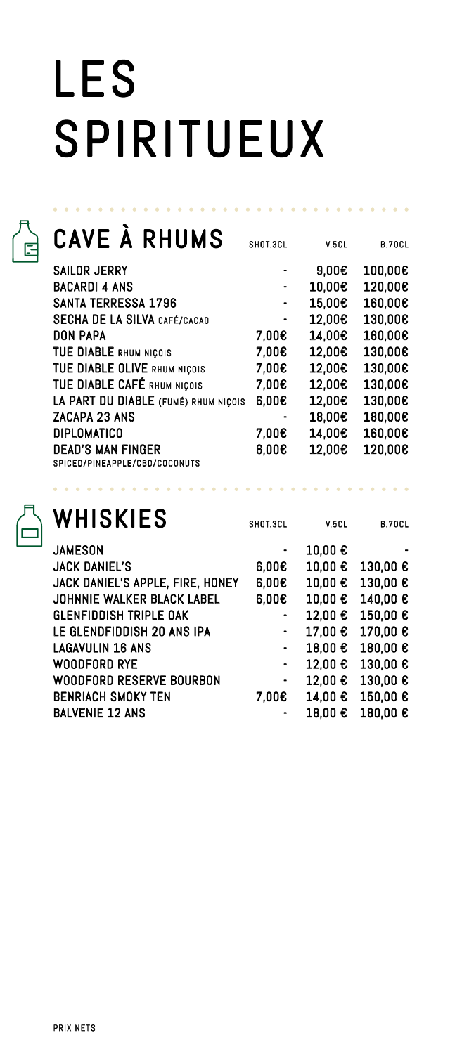# LES SPIRITUEUX

## CAVE À RHUMS

| | SHOT.3CL | V.5CL | B.70CL |
|---|---|---|---|
| SAILOR JERRY | - | 9,00€ | 100,00€ |
| BACARDI 4 ANS | - | 10,00€ | 120,00€ |
| SANTA TERRESSA 1796 | - | 15,00€ | 160,00€ |
| SECHA DE LA SILVA CAFÉ/CACAO | - | 12,00€ | 130,00€ |
| DON PAPA | 7,00€ | 14,00€ | 160,00€ |
| TUE DIABLE RHUM NIÇOIS | 7,00€ | 12,00€ | 130,00€ |
| TUE DIABLE OLIVE RHUM NIÇOIS | 7,00€ | 12,00€ | 130,00€ |
| TUE DIABLE CAFÉ RHUM NIÇOIS | 7,00€ | 12,00€ | 130,00€ |
| LA PART DU DIABLE (FUMÉ) RHUM NIÇOIS | 6,00€ | 12,00€ | 130,00€ |
| ZACAPA 23 ANS | - | 18,00€ | 180,00€ |
| DIPLOMATICO | 7,00€ | 14,00€ | 160,00€ |
| DEAD'S MAN FINGER SPICED/PINEAPPLE/CBD/COCONUTS | 6,00€ | 12,00€ | 120,00€ |

## WHISKIES

| | SHOT.3CL | V.5CL | B.70CL |
|---|---|---|---|
| JAMESON | - | 10,00 € | - |
| JACK DANIEL'S | 6,00€ | 10,00 € | 130,00 € |
| JACK DANIEL'S APPLE, FIRE, HONEY | 6,00€ | 10,00 € | 130,00 € |
| JOHNNIE WALKER BLACK LABEL | 6,00€ | 10,00 € | 140,00 € |
| GLENFIDDISH TRIPLE OAK | - | 12,00 € | 150,00 € |
| LE GLENDFIDDISH 20 ANS IPA | - | 17,00 € | 170,00 € |
| LAGAVULIN 16 ANS | - | 18,00 € | 180,00 € |
| WOODFORD RYE | - | 12,00 € | 130,00 € |
| WOODFORD RESERVE BOURBON | - | 12,00 € | 130,00 € |
| BENRIACH SMOKY TEN | 7,00€ | 14,00 € | 150,00 € |
| BALVENIE 12 ANS | - | 18,00 € | 180,00 € |

PRIX NETS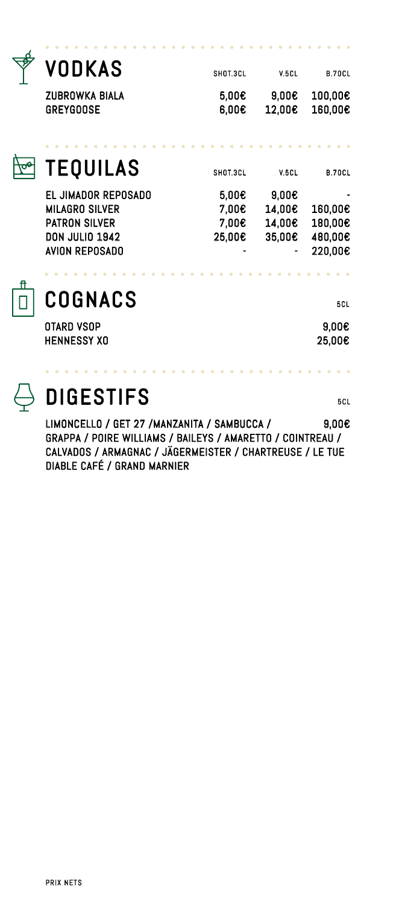## VODKAS

| | SHOT.3CL | V.5CL | B.70CL |
|---|---|---|---|
| ZUBROWKA BIALA | 5,00€ | 9,00€ | 100,00€ |
| GREYGOOSE | 6,00€ | 12,00€ | 160,00€ |

## TEQUILAS

| | SHOT.3CL | V.5CL | B.70CL |
|---|---|---|---|
| EL JIMADOR REPOSADO | 5,00€ | 9,00€ | - |
| MILAGRO SILVER | 7,00€ | 14,00€ | 160,00€ |
| PATRON SILVER | 7,00€ | 14,00€ | 180,00€ |
| DON JULIO 1942 | 25,00€ | 35,00€ | 480,00€ |
| AVION REPOSADO | - | - | 220,00€ |

## COGNACS

| | 5CL |
|---|---|
| OTARD VSOP | 9,00€ |
| HENNESSY XO | 25,00€ |

## DIGESTIFS

| | 5CL |
|---|---|
| LIMONCELLO / GET 27 /MANZANITA / SAMBUCCA / GRAPPA / POIRE WILLIAMS / BAILEYS / AMARETTO / COINTREAU / CALVADOS / ARMAGNAC / JÄGERMEISTER / CHARTREUSE / LE TUE DIABLE CAFÉ / GRAND MARNIER | 9,00€ |

PRIX NETS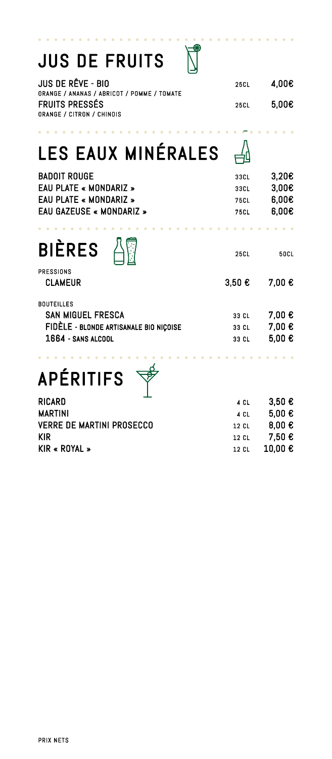# JUS DE FRUITS

| | | |
|---|---|---|
| JUS DE RÊVE - BIO<br>ORANGE / ANANAS / ABRICOT / POMME / TOMATE | 25CL | 4,00€ |
| FRUITS PRESSÉS<br>ORANGE / CITRON / CHINOIS | 25CL | 5,00€ |

# LES EAUX MINÉRALES

| | | |
|---|---|---|
| BADOIT ROUGE | 33CL | 3,20€ |
| EAU PLATE « MONDARIZ » | 33CL | 3,00€ |
| EAU PLATE « MONDARIZ » | 75CL | 6,00€ |
| EAU GAZEUSE « MONDARIZ » | 75CL | 6,00€ |

# BIÈRES

| | 25CL | 50CL |
|---|---|---|
| PRESSIONS | | |
| CLAMEUR | 3,50 € | 7,00 € |

| | | |
|---|---|---|
| BOUTEILLES | | |
| SAN MIGUEL FRESCA | 33 CL | 7,00 € |
| FIDÈLE - BLONDE ARTISANALE BIO NIÇOISE | 33 CL | 7,00 € |
| 1664 - SANS ALCOOL | 33 CL | 5,00 € |

# APÉRITIFS

| | | |
|---|---|---|
| RICARD | 4 CL | 3,50 € |
| MARTINI | 4 CL | 5,00 € |
| VERRE DE MARTINI PROSECCO | 12 CL | 8,00 € |
| KIR | 12 CL | 7,50 € |
| KIR « ROYAL » | 12 CL | 10,00 € |

PRIX NETS